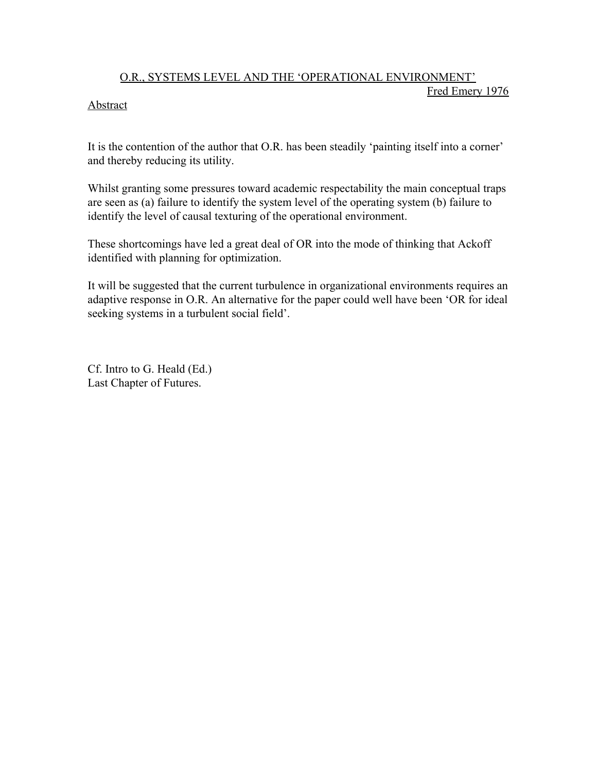# O.R., SYSTEMS LEVEL AND THE 'OPERATIONAL ENVIRONMENT'

Fred Emery 1976

## Abstract

It is the contention of the author that O.R. has been steadily 'painting itself into a corner' and thereby reducing its utility.

Whilst granting some pressures toward academic respectability the main conceptual traps are seen as (a) failure to identify the system level of the operating system (b) failure to identify the level of causal texturing of the operational environment.

These shortcomings have led a great deal of OR into the mode of thinking that Ackoff identified with planning for optimization.

It will be suggested that the current turbulence in organizational environments requires an adaptive response in O.R. An alternative for the paper could well have been 'OR for ideal seeking systems in a turbulent social field'.

Cf. Intro to G. Heald (Ed.)
Last Chapter of Futures.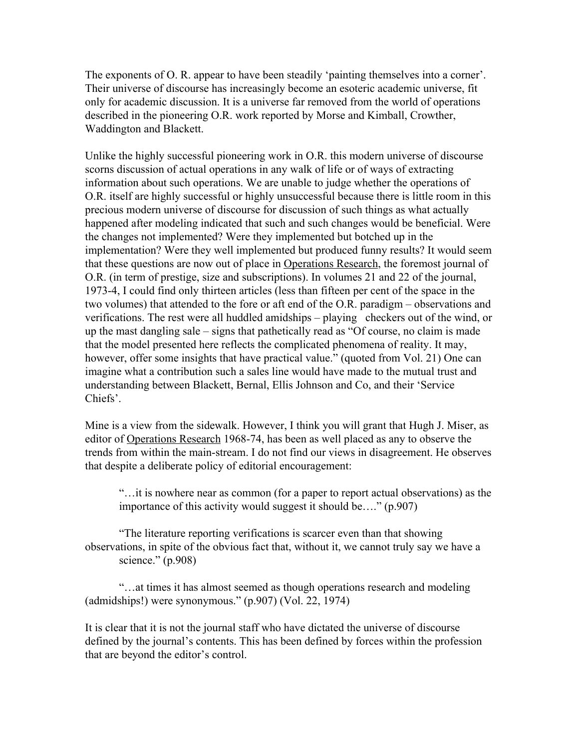The exponents of O. R. appear to have been steadily 'painting themselves into a corner'. Their universe of discourse has increasingly become an esoteric academic universe, fit only for academic discussion. It is a universe far removed from the world of operations described in the pioneering O.R. work reported by Morse and Kimball, Crowther, Waddington and Blackett.

Unlike the highly successful pioneering work in O.R. this modern universe of discourse scorns discussion of actual operations in any walk of life or of ways of extracting information about such operations. We are unable to judge whether the operations of O.R. itself are highly successful or highly unsuccessful because there is little room in this precious modern universe of discourse for discussion of such things as what actually happened after modeling indicated that such and such changes would be beneficial. Were the changes not implemented? Were they implemented but botched up in the implementation? Were they well implemented but produced funny results? It would seem that these questions are now out of place in <u>Operations Research</u>, the foremost journal of O.R. (in term of prestige, size and subscriptions). In volumes 21 and 22 of the journal, 1973-4, I could find only thirteen articles (less than fifteen per cent of the space in the two volumes) that attended to the fore or aft end of the O.R. paradigm – observations and verifications. The rest were all huddled amidships – playing checkers out of the wind, or up the mast dangling sale – signs that pathetically read as "Of course, no claim is made that the model presented here reflects the complicated phenomena of reality. It may, however, offer some insights that have practical value." (quoted from Vol. 21) One can imagine what a contribution such a sales line would have made to the mutual trust and understanding between Blackett, Bernal, Ellis Johnson and Co, and their 'Service Chiefs'.

Mine is a view from the sidewalk. However, I think you will grant that Hugh J. Miser, as editor of <u>Operations Research</u> 1968-74, has been as well placed as any to observe the trends from within the main-stream. I do not find our views in disagreement. He observes that despite a deliberate policy of editorial encouragement:

> "…it is nowhere near as common (for a paper to report actual observations) as the importance of this activity would suggest it should be…." (p.907)

> "The literature reporting verifications is scarcer even than that showing observations, in spite of the obvious fact that, without it, we cannot truly say we have a science." (p.908)

> "…at times it has almost seemed as though operations research and modeling (admidships!) were synonymous." (p.907) (Vol. 22, 1974)

It is clear that it is not the journal staff who have dictated the universe of discourse defined by the journal's contents. This has been defined by forces within the profession that are beyond the editor's control.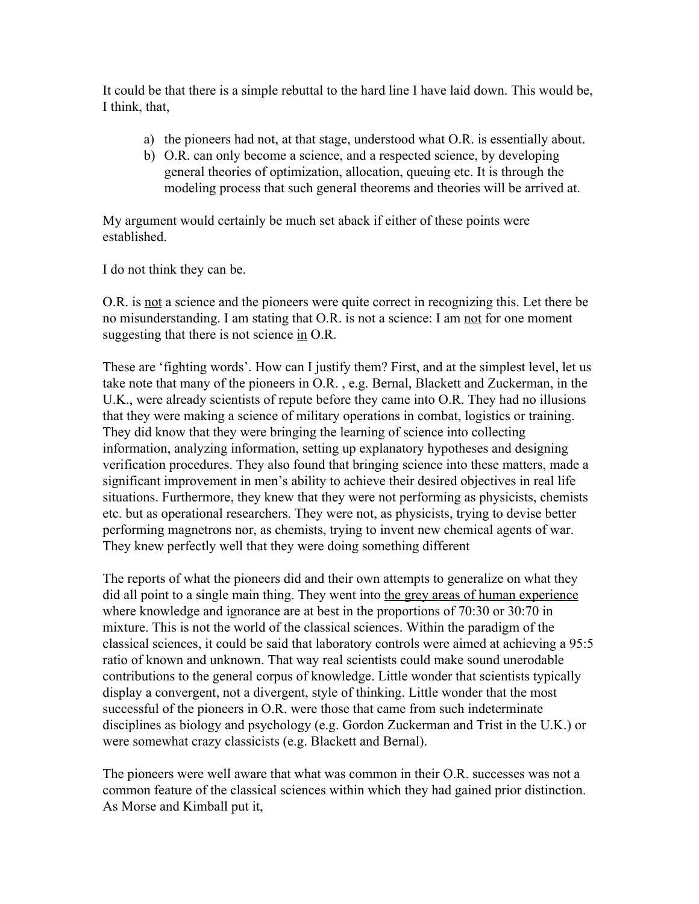It could be that there is a simple rebuttal to the hard line I have laid down. This would be, I think, that,

a) the pioneers had not, at that stage, understood what O.R. is essentially about.
b) O.R. can only become a science, and a respected science, by developing general theories of optimization, allocation, queuing etc. It is through the modeling process that such general theorems and theories will be arrived at.

My argument would certainly be much set aback if either of these points were established.

I do not think they can be.

O.R. is <u>not</u> a science and the pioneers were quite correct in recognizing this. Let there be no misunderstanding. I am stating that O.R. is not a science: I am <u>not</u> for one moment suggesting that there is not science <u>in</u> O.R.

These are 'fighting words'. How can I justify them? First, and at the simplest level, let us take note that many of the pioneers in O.R. , e.g. Bernal, Blackett and Zuckerman, in the U.K., were already scientists of repute before they came into O.R. They had no illusions that they were making a science of military operations in combat, logistics or training. They did know that they were bringing the learning of science into collecting information, analyzing information, setting up explanatory hypotheses and designing verification procedures. They also found that bringing science into these matters, made a significant improvement in men's ability to achieve their desired objectives in real life situations. Furthermore, they knew that they were not performing as physicists, chemists etc. but as operational researchers. They were not, as physicists, trying to devise better performing magnetrons nor, as chemists, trying to invent new chemical agents of war. They knew perfectly well that they were doing something different

The reports of what the pioneers did and their own attempts to generalize on what they did all point to a single main thing. They went into <u>the grey areas of human experience</u> where knowledge and ignorance are at best in the proportions of 70:30 or 30:70 in mixture. This is not the world of the classical sciences. Within the paradigm of the classical sciences, it could be said that laboratory controls were aimed at achieving a 95:5 ratio of known and unknown. That way real scientists could make sound unerodable contributions to the general corpus of knowledge. Little wonder that scientists typically display a convergent, not a divergent, style of thinking. Little wonder that the most successful of the pioneers in O.R. were those that came from such indeterminate disciplines as biology and psychology (e.g. Gordon Zuckerman and Trist in the U.K.) or were somewhat crazy classicists (e.g. Blackett and Bernal).

The pioneers were well aware that what was common in their O.R. successes was not a common feature of the classical sciences within which they had gained prior distinction. As Morse and Kimball put it,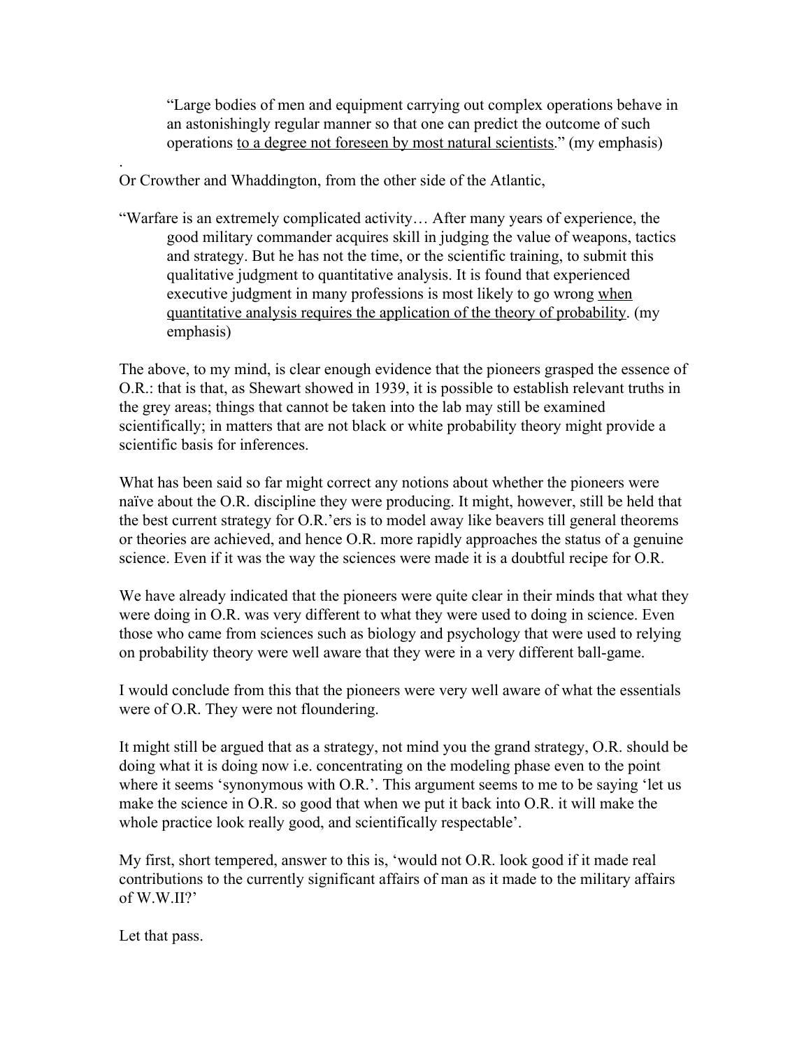> "Large bodies of men and equipment carrying out complex operations behave in an astonishingly regular manner so that one can predict the outcome of such operations <u>to a degree not foreseen by most natural scientists</u>." (my emphasis)

.

Or Crowther and Whaddington, from the other side of the Atlantic,

> "Warfare is an extremely complicated activity… After many years of experience, the good military commander acquires skill in judging the value of weapons, tactics and strategy. But he has not the time, or the scientific training, to submit this qualitative judgment to quantitative analysis. It is found that experienced executive judgment in many professions is most likely to go wrong <u>when quantitative analysis requires the application of the theory of probability</u>. (my emphasis)

The above, to my mind, is clear enough evidence that the pioneers grasped the essence of O.R.: that is that, as Shewart showed in 1939, it is possible to establish relevant truths in the grey areas; things that cannot be taken into the lab may still be examined scientifically; in matters that are not black or white probability theory might provide a scientific basis for inferences.

What has been said so far might correct any notions about whether the pioneers were naïve about the O.R. discipline they were producing. It might, however, still be held that the best current strategy for O.R.'ers is to model away like beavers till general theorems or theories are achieved, and hence O.R. more rapidly approaches the status of a genuine science. Even if it was the way the sciences were made it is a doubtful recipe for O.R.

We have already indicated that the pioneers were quite clear in their minds that what they were doing in O.R. was very different to what they were used to doing in science. Even those who came from sciences such as biology and psychology that were used to relying on probability theory were well aware that they were in a very different ball-game.

I would conclude from this that the pioneers were very well aware of what the essentials were of O.R. They were not floundering.

It might still be argued that as a strategy, not mind you the grand strategy, O.R. should be doing what it is doing now i.e. concentrating on the modeling phase even to the point where it seems 'synonymous with O.R.'. This argument seems to me to be saying 'let us make the science in O.R. so good that when we put it back into O.R. it will make the whole practice look really good, and scientifically respectable'.

My first, short tempered, answer to this is, 'would not O.R. look good if it made real contributions to the currently significant affairs of man as it made to the military affairs of W.W.II?'

Let that pass.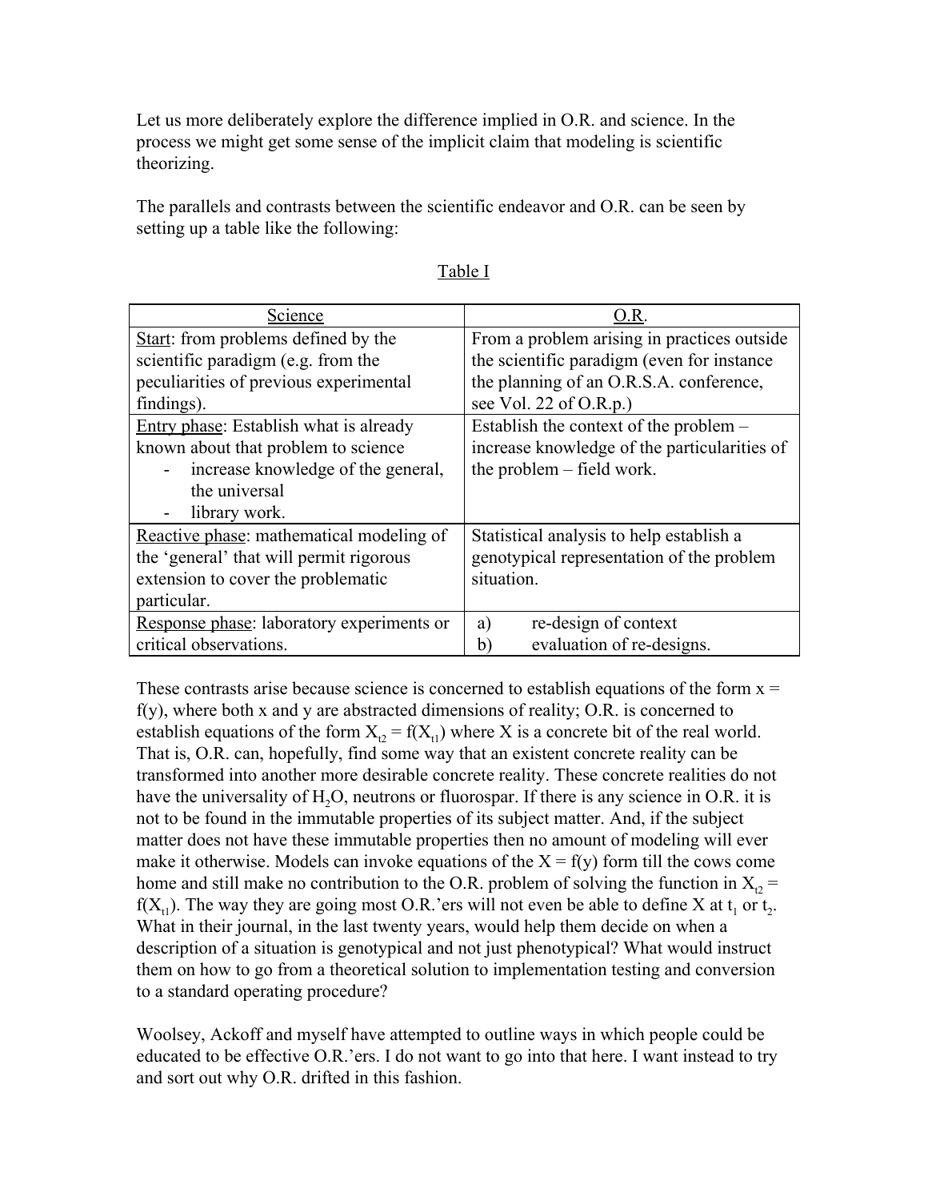Let us more deliberately explore the difference implied in O.R. and science. In the process we might get some sense of the implicit claim that modeling is scientific theorizing.

The parallels and contrasts between the scientific endeavor and O.R. can be seen by setting up a table like the following:

Table I

| Science | O.R. |
|---|---|
| Start: from problems defined by the scientific paradigm (e.g. from the peculiarities of previous experimental findings). | From a problem arising in practices outside the scientific paradigm (even for instance the planning of an O.R.S.A. conference, see Vol. 22 of O.R.p.) |
| Entry phase: Establish what is already known about that problem to science<br>- increase knowledge of the general, the universal<br>- library work. | Establish the context of the problem – increase knowledge of the particularities of the problem – field work. |
| Reactive phase: mathematical modeling of the 'general' that will permit rigorous extension to cover the problematic particular. | Statistical analysis to help establish a genotypical representation of the problem situation. |
| Response phase: laboratory experiments or critical observations. | a) re-design of context<br>b) evaluation of re-designs. |

These contrasts arise because science is concerned to establish equations of the form $x = f(y)$, where both x and y are abstracted dimensions of reality; O.R. is concerned to establish equations of the form $X_{t2} = f(X_{t1})$ where X is a concrete bit of the real world. That is, O.R. can, hopefully, find some way that an existent concrete reality can be transformed into another more desirable concrete reality. These concrete realities do not have the universality of $H_2O$, neutrons or fluorospar. If there is any science in O.R. it is not to be found in the immutable properties of its subject matter. And, if the subject matter does not have these immutable properties then no amount of modeling will ever make it otherwise. Models can invoke equations of the $X = f(y)$ form till the cows come home and still make no contribution to the O.R. problem of solving the function in $X_{t2} = f(X_{t1})$. The way they are going most O.R.'ers will not even be able to define X at $t_1$ or $t_2$. What in their journal, in the last twenty years, would help them decide on when a description of a situation is genotypical and not just phenotypical? What would instruct them on how to go from a theoretical solution to implementation testing and conversion to a standard operating procedure?

Woolsey, Ackoff and myself have attempted to outline ways in which people could be educated to be effective O.R.'ers. I do not want to go into that here. I want instead to try and sort out why O.R. drifted in this fashion.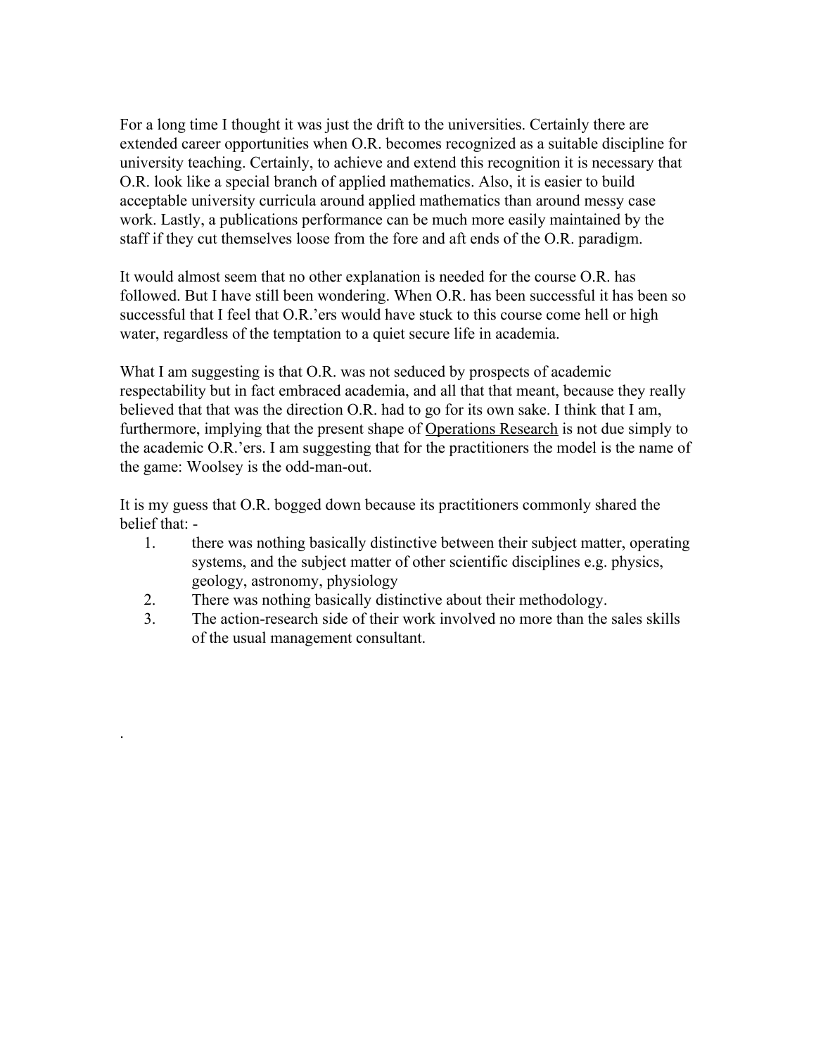For a long time I thought it was just the drift to the universities. Certainly there are extended career opportunities when O.R. becomes recognized as a suitable discipline for university teaching. Certainly, to achieve and extend this recognition it is necessary that O.R. look like a special branch of applied mathematics. Also, it is easier to build acceptable university curricula around applied mathematics than around messy case work. Lastly, a publications performance can be much more easily maintained by the staff if they cut themselves loose from the fore and aft ends of the O.R. paradigm.

It would almost seem that no other explanation is needed for the course O.R. has followed. But I have still been wondering. When O.R. has been successful it has been so successful that I feel that O.R.'ers would have stuck to this course come hell or high water, regardless of the temptation to a quiet secure life in academia.

What I am suggesting is that O.R. was not seduced by prospects of academic respectability but in fact embraced academia, and all that that meant, because they really believed that that was the direction O.R. had to go for its own sake. I think that I am, furthermore, implying that the present shape of <u>Operations Research</u> is not due simply to the academic O.R.'ers. I am suggesting that for the practitioners the model is the name of the game: Woolsey is the odd-man-out.

It is my guess that O.R. bogged down because its practitioners commonly shared the belief that: -

1. there was nothing basically distinctive between their subject matter, operating systems, and the subject matter of other scientific disciplines e.g. physics, geology, astronomy, physiology
2. There was nothing basically distinctive about their methodology.
3. The action-research side of their work involved no more than the sales skills of the usual management consultant.

.